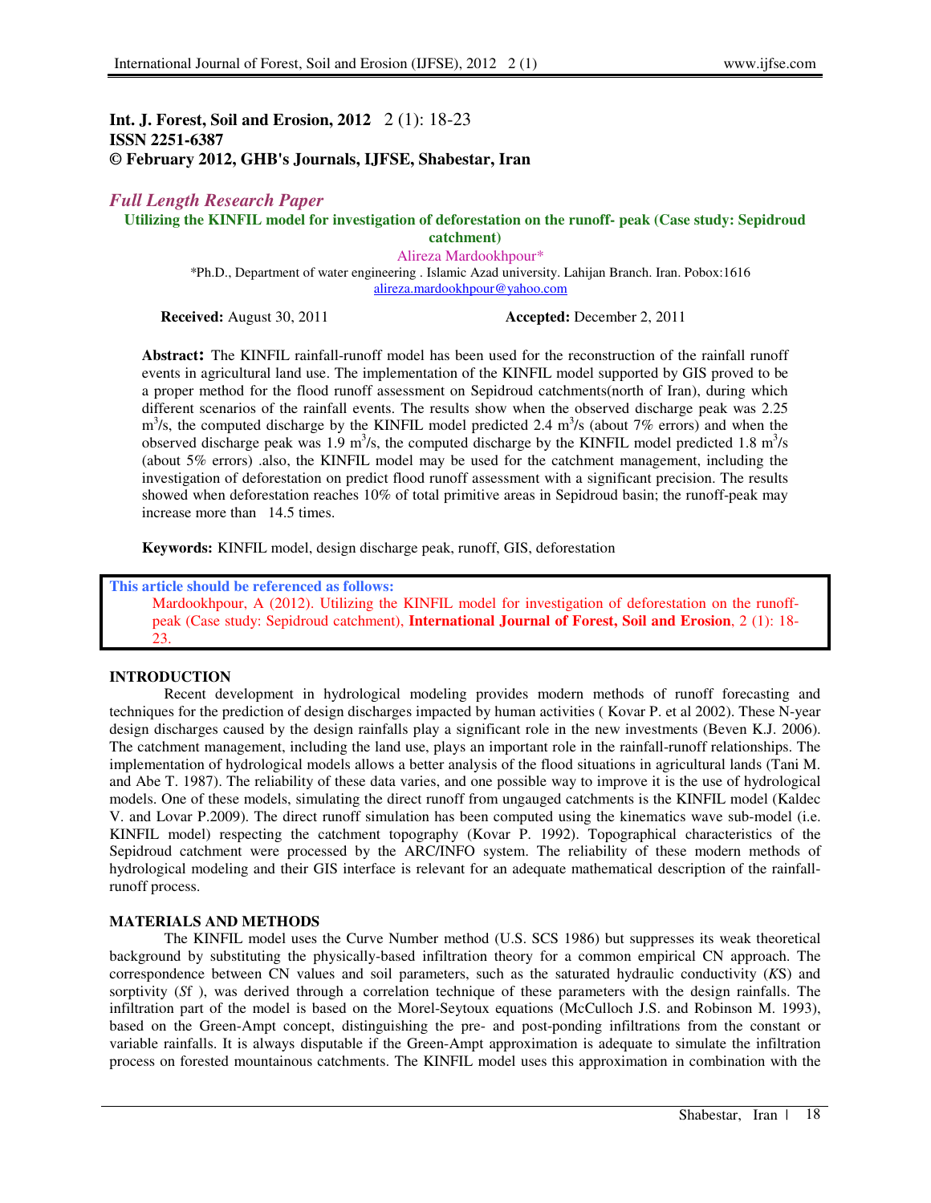**Int. J. Forest, Soil and Erosion, 2012 2 (1): 18-23**
**ISSN 2251-6387**
**© February 2012, GHB's Journals, IJFSE, Shabestar, Iran**

*Full Length Research Paper*

# Utilizing the KINFIL model for investigation of deforestation on the runoff- peak (Case study: Sepidroud catchment)

Alireza Mardookhpour*

*Ph.D., Department of water engineering . Islamic Azad university. Lahijan Branch. Iran. Pobox:1616
alireza.mardookhpour@yahoo.com

**Received:** August 30, 2011 **Accepted:** December 2, 2011

**Abstract:** The KINFIL rainfall-runoff model has been used for the reconstruction of the rainfall runoff events in agricultural land use. The implementation of the KINFIL model supported by GIS proved to be a proper method for the flood runoff assessment on Sepidroud catchments(north of Iran), during which different scenarios of the rainfall events. The results show when the observed discharge peak was 2.25 $m^3/s$, the computed discharge by the KINFIL model predicted 2.4 $m^3/s$ (about 7% errors) and when the observed discharge peak was 1.9 $m^3/s$, the computed discharge by the KINFIL model predicted 1.8 $m^3/s$ (about 5% errors) .also, the KINFIL model may be used for the catchment management, including the investigation of deforestation on predict flood runoff assessment with a significant precision. The results showed when deforestation reaches 10% of total primitive areas in Sepidroud basin; the runoff-peak may increase more than 14.5 times.

**Keywords:** KINFIL model, design discharge peak, runoff, GIS, deforestation

**This article should be referenced as follows:**
Mardookhpour, A (2012). Utilizing the KINFIL model for investigation of deforestation on the runoff-peak (Case study: Sepidroud catchment), **International Journal of Forest, Soil and Erosion**, 2 (1): 18-23.

## INTRODUCTION

Recent development in hydrological modeling provides modern methods of runoff forecasting and techniques for the prediction of design discharges impacted by human activities ( Kovar P. et al 2002). These N-year design discharges caused by the design rainfalls play a significant role in the new investments (Beven K.J. 2006). The catchment management, including the land use, plays an important role in the rainfall-runoff relationships. The implementation of hydrological models allows a better analysis of the flood situations in agricultural lands (Tani M. and Abe T. 1987). The reliability of these data varies, and one possible way to improve it is the use of hydrological models. One of these models, simulating the direct runoff from ungauged catchments is the KINFIL model (Kaldec V. and Lovar P.2009). The direct runoff simulation has been computed using the kinematics wave sub-model (i.e. KINFIL model) respecting the catchment topography (Kovar P. 1992). Topographical characteristics of the Sepidroud catchment were processed by the ARC/INFO system. The reliability of these modern methods of hydrological modeling and their GIS interface is relevant for an adequate mathematical description of the rainfall-runoff process.

## MATERIALS AND METHODS

The KINFIL model uses the Curve Number method (U.S. SCS 1986) but suppresses its weak theoretical background by substituting the physically-based infiltration theory for a common empirical CN approach. The correspondence between CN values and soil parameters, such as the saturated hydraulic conductivity (*K*S) and sorptivity (*Sf* ), was derived through a correlation technique of these parameters with the design rainfalls. The infiltration part of the model is based on the Morel-Seytoux equations (McCulloch J.S. and Robinson M. 1993), based on the Green-Ampt concept, distinguishing the pre- and post-ponding infiltrations from the constant or variable rainfalls. It is always disputable if the Green-Ampt approximation is adequate to simulate the infiltration process on forested mountainous catchments. The KINFIL model uses this approximation in combination with the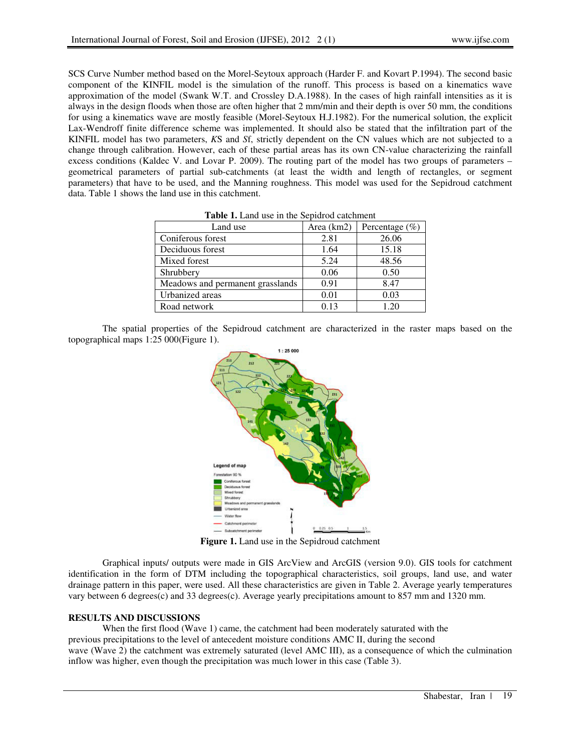SCS Curve Number method based on the Morel-Seytoux approach (Harder F. and Kovart P.1994). The second basic component of the KINFIL model is the simulation of the runoff. This process is based on a kinematics wave approximation of the model (Swank W.T. and Crossley D.A.1988). In the cases of high rainfall intensities as it is always in the design floods when those are often higher that 2 mm/min and their depth is over 50 mm, the conditions for using a kinematics wave are mostly feasible (Morel-Seytoux H.J.1982). For the numerical solution, the explicit Lax-Wendroff finite difference scheme was implemented. It should also be stated that the infiltration part of the KINFIL model has two parameters, *K*S and *S*f, strictly dependent on the CN values which are not subjected to a change through calibration. However, each of these partial areas has its own CN-value characterizing the rainfall excess conditions (Kaldec V. and Lovar P. 2009). The routing part of the model has two groups of parameters – geometrical parameters of partial sub-catchments (at least the width and length of rectangles, or segment parameters) that have to be used, and the Manning roughness. This model was used for the Sepidroud catchment data. Table 1 shows the land use in this catchment.

**Table 1.** Land use in the Sepidrod catchment

| Land use | Area (km2) | Percentage (%) |
|---|---|---|
| Coniferous forest | 2.81 | 26.06 |
| Deciduous forest | 1.64 | 15.18 |
| Mixed forest | 5.24 | 48.56 |
| Shrubbery | 0.06 | 0.50 |
| Meadows and permanent grasslands | 0.91 | 8.47 |
| Urbanized areas | 0.01 | 0.03 |
| Road network | 0.13 | 1.20 |

The spatial properties of the Sepidroud catchment are characterized in the raster maps based on the topographical maps 1:25 000(Figure 1).

**Figure 1.** Land use in the Sepidroud catchment

Graphical inputs/ outputs were made in GIS ArcView and ArcGIS (version 9.0). GIS tools for catchment identification in the form of DTM including the topographical characteristics, soil groups, land use, and water drainage pattern in this paper, were used. All these characteristics are given in Table 2. Average yearly temperatures vary between 6 degrees(c) and 33 degrees(c). Average yearly precipitations amount to 857 mm and 1320 mm.

## RESULTS AND DISCUSSIONS

When the first flood (Wave 1) came, the catchment had been moderately saturated with the previous precipitations to the level of antecedent moisture conditions AMC II, during the second wave (Wave 2) the catchment was extremely saturated (level AMC III), as a consequence of which the culmination inflow was higher, even though the precipitation was much lower in this case (Table 3).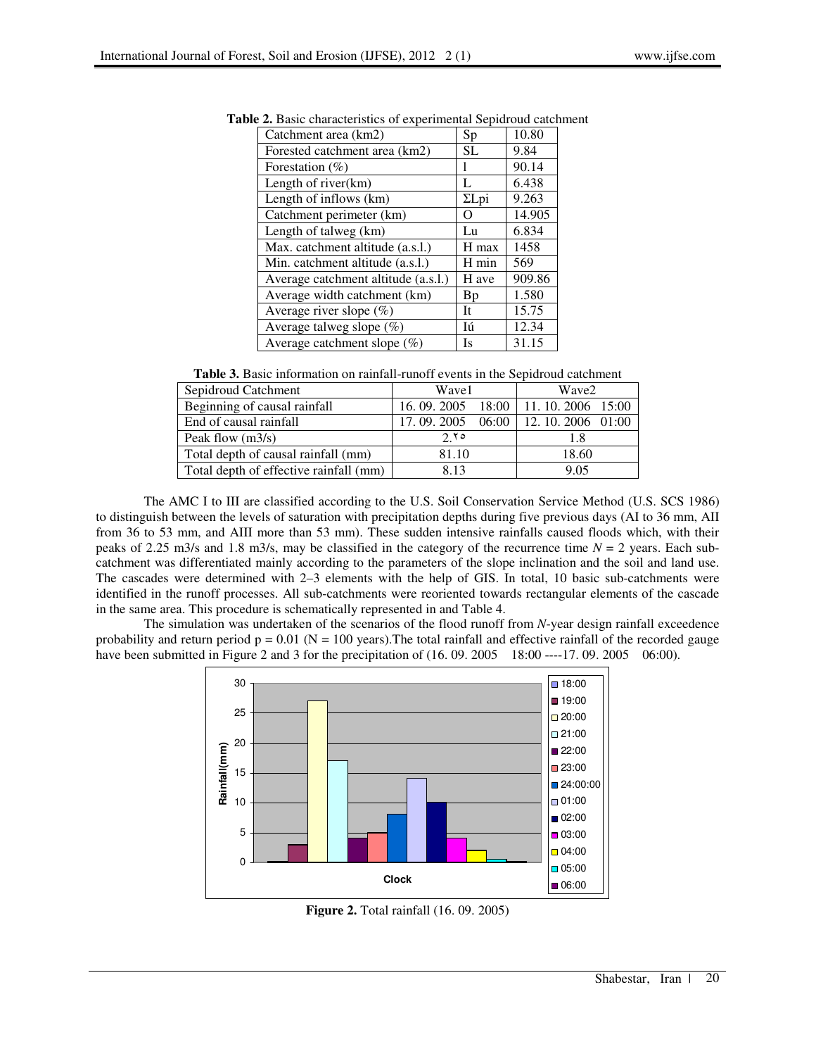**Table 2.** Basic characteristics of experimental Sepidroud catchment

| Catchment area (km2) | Sp | 10.80 |
|---|---|---|
| Forested catchment area (km2) | SL | 9.84 |
| Forestation (%) | l | 90.14 |
| Length of river(km) | L | 6.438 |
| Length of inflows (km) | ΣLpi | 9.263 |
| Catchment perimeter (km) | O | 14.905 |
| Length of talweg (km) | Lu | 6.834 |
| Max. catchment altitude (a.s.l.) | H max | 1458 |
| Min. catchment altitude (a.s.l.) | H min | 569 |
| Average catchment altitude (a.s.l.) | H ave | 909.86 |
| Average width catchment (km) | Bp | 1.580 |
| Average river slope (%) | It | 15.75 |
| Average talweg slope (%) | Iú | 12.34 |
| Average catchment slope (%) | Is | 31.15 |

**Table 3.** Basic information on rainfall-runoff events in the Sepidroud catchment

| Sepidroud Catchment | Wave1 | Wave2 |
|---|---|---|
| Beginning of causal rainfall | 16. 09. 2005 18:00 | 11. 10. 2006 15:00 |
| End of causal rainfall | 17. 09. 2005 06:00 | 12. 10. 2006 01:00 |
| Peak flow (m3/s) | 2.۲۵ | 1.8 |
| Total depth of causal rainfall (mm) | 81.10 | 18.60 |
| Total depth of effective rainfall (mm) | 8.13 | 9.05 |

The AMC I to III are classified according to the U.S. Soil Conservation Service Method (U.S. SCS 1986) to distinguish between the levels of saturation with precipitation depths during five previous days (AI to 36 mm, AII from 36 to 53 mm, and AIII more than 53 mm). These sudden intensive rainfalls caused floods which, with their peaks of 2.25 m3/s and 1.8 m3/s, may be classified in the category of the recurrence time $N = 2$ years. Each sub-catchment was differentiated mainly according to the parameters of the slope inclination and the soil and land use. The cascades were determined with 2–3 elements with the help of GIS. In total, 10 basic sub-catchments were identified in the runoff processes. All sub-catchments were reoriented towards rectangular elements of the cascade in the same area. This procedure is schematically represented in and Table 4.

The simulation was undertaken of the scenarios of the flood runoff from *N*-year design rainfall exceedence probability and return period $p = 0.01$ ($N = 100$ years).The total rainfall and effective rainfall of the recorded gauge have been submitted in Figure 2 and 3 for the precipitation of (16. 09. 2005 18:00 ----17. 09. 2005 06:00).

**Figure 2.** Total rainfall (16. 09. 2005)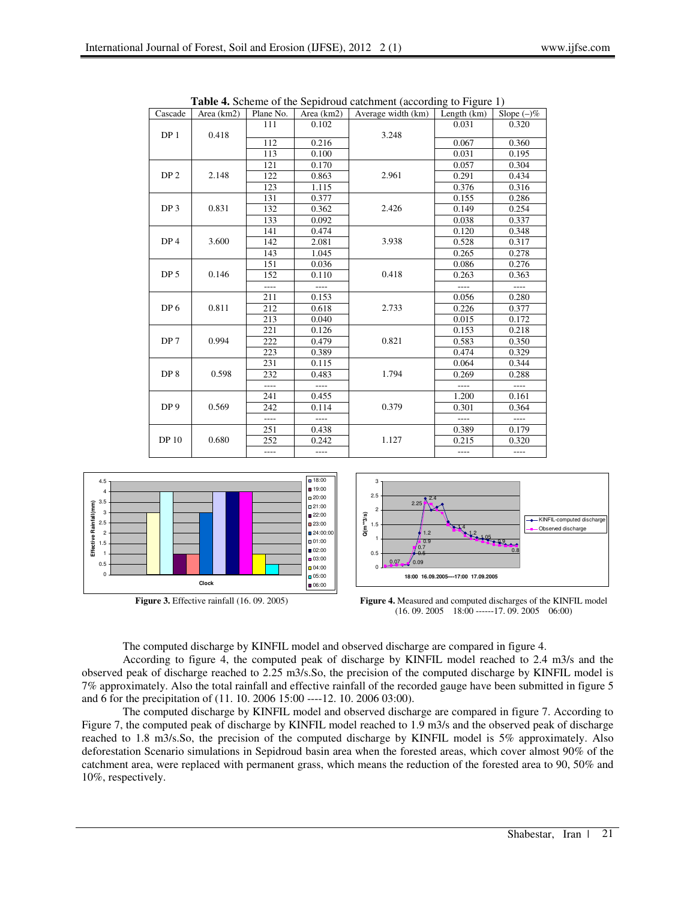**Table 4.** Scheme of the Sepidroud catchment (according to Figure 1)

| Cascade | Area (km2) | Plane No. | Area (km2) | Average width (km) | Length (km) | Slope (–)% |
|---|---|---|---|---|---|---|
| DP 1 | 0.418 | 111 | 0.102 | 3.248 | 0.031 | 0.320 |
| | | 112 | 0.216 | | 0.067 | 0.360 |
| | | 113 | 0.100 | | 0.031 | 0.195 |
| DP 2 | 2.148 | 121 | 0.170 | 2.961 | 0.057 | 0.304 |
| | | 122 | 0.863 | | 0.291 | 0.434 |
| | | 123 | 1.115 | | 0.376 | 0.316 |
| DP 3 | 0.831 | 131 | 0.377 | 2.426 | 0.155 | 0.286 |
| | | 132 | 0.362 | | 0.149 | 0.254 |
| | | 133 | 0.092 | | 0.038 | 0.337 |
| DP 4 | 3.600 | 141 | 0.474 | 3.938 | 0.120 | 0.348 |
| | | 142 | 2.081 | | 0.528 | 0.317 |
| | | 143 | 1.045 | | 0.265 | 0.278 |
| DP 5 | 0.146 | 151 | 0.036 | 0.418 | 0.086 | 0.276 |
| | | 152 | 0.110 | | 0.263 | 0.363 |
| | | ---- | ---- | | ---- | ---- |
| DP 6 | 0.811 | 211 | 0.153 | 2.733 | 0.056 | 0.280 |
| | | 212 | 0.618 | | 0.226 | 0.377 |
| | | 213 | 0.040 | | 0.015 | 0.172 |
| DP 7 | 0.994 | 221 | 0.126 | 0.821 | 0.153 | 0.218 |
| | | 222 | 0.479 | | 0.583 | 0.350 |
| | | 223 | 0.389 | | 0.474 | 0.329 |
| DP 8 | 0.598 | 231 | 0.115 | 1.794 | 0.064 | 0.344 |
| | | 232 | 0.483 | | 0.269 | 0.288 |
| | | ---- | ---- | | ---- | ---- |
| DP 9 | 0.569 | 241 | 0.455 | 0.379 | 1.200 | 0.161 |
| | | 242 | 0.114 | | 0.301 | 0.364 |
| | | ---- | ---- | | ---- | ---- |
| DP 10 | 0.680 | 251 | 0.438 | 1.127 | 0.389 | 0.179 |
| | | 252 | 0.242 | | 0.215 | 0.320 |
| | | ---- | ---- | | ---- | ---- |

**Figure 3.** Effective rainfall (16. 09. 2005)

**Figure 4.** Measured and computed discharges of the KINFIL model (16. 09. 2005 18:00 ------17. 09. 2005 06:00)

The computed discharge by KINFIL model and observed discharge are compared in figure 4.

According to figure 4, the computed peak of discharge by KINFIL model reached to 2.4 m3/s and the observed peak of discharge reached to 2.25 m3/s.So, the precision of the computed discharge by KINFIL model is 7% approximately. Also the total rainfall and effective rainfall of the recorded gauge have been submitted in figure 5 and 6 for the precipitation of (11. 10. 2006 15:00 ----12. 10. 2006 03:00).

The computed discharge by KINFIL model and observed discharge are compared in figure 7. According to Figure 7, the computed peak of discharge by KINFIL model reached to 1.9 m3/s and the observed peak of discharge reached to 1.8 m3/s.So, the precision of the computed discharge by KINFIL model is 5% approximately. Also deforestation Scenario simulations in Sepidroud basin area when the forested areas, which cover almost 90% of the catchment area, were replaced with permanent grass, which means the reduction of the forested area to 90, 50% and 10%, respectively.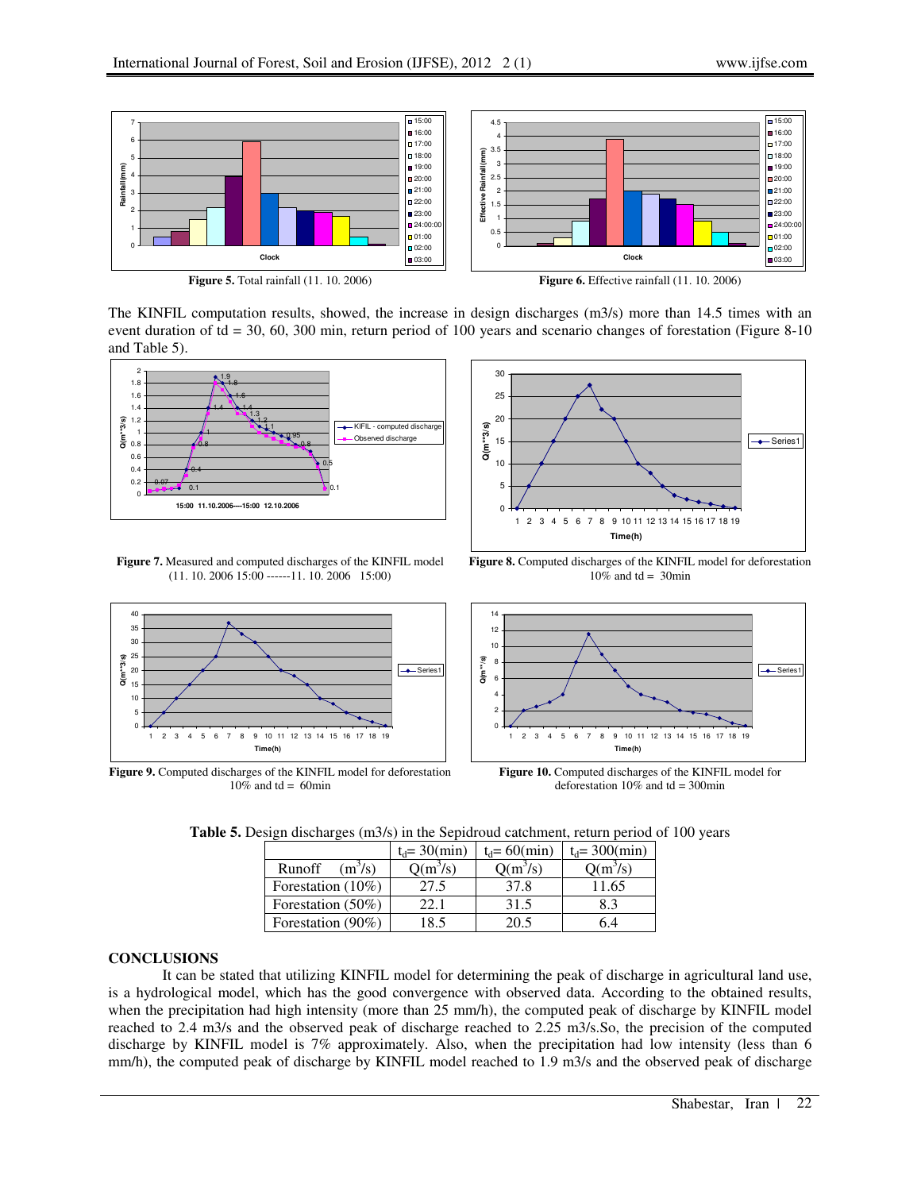Figure 5. Total rainfall (11. 10. 2006)

Figure 6. Effective rainfall (11. 10. 2006)

The KINFIL computation results, showed, the increase in design discharges (m3/s) more than 14.5 times with an event duration of td = 30, 60, 300 min, return period of 100 years and scenario changes of forestation (Figure 8-10 and Table 5).

Figure 7. Measured and computed discharges of the KINFIL model (11. 10. 2006 15:00 ------11. 10. 2006 15:00)

Figure 8. Computed discharges of the KINFIL model for deforestation 10% and td = 30min

Figure 9. Computed discharges of the KINFIL model for deforestation 10% and td = 60min

Figure 10. Computed discharges of the KINFIL model for deforestation 10% and td = 300min

**Table 5.** Design discharges (m3/s) in the Sepidroud catchment, return period of 100 years

| | $t_d$= 30(min) | $t_d$= 60(min) | $t_d$= 300(min) |
|---|---|---|---|
| Runoff ($m^3$/s) | Q($m^3$/s) | Q($m^3$/s) | Q($m^3$/s) |
| Forestation (10%) | 27.5 | 37.8 | 11.65 |
| Forestation (50%) | 22.1 | 31.5 | 8.3 |
| Forestation (90%) | 18.5 | 20.5 | 6.4 |

## CONCLUSIONS

It can be stated that utilizing KINFIL model for determining the peak of discharge in agricultural land use, is a hydrological model, which has the good convergence with observed data. According to the obtained results, when the precipitation had high intensity (more than 25 mm/h), the computed peak of discharge by KINFIL model reached to 2.4 m3/s and the observed peak of discharge reached to 2.25 m3/s.So, the precision of the computed discharge by KINFIL model is 7% approximately. Also, when the precipitation had low intensity (less than 6 mm/h), the computed peak of discharge by KINFIL model reached to 1.9 m3/s and the observed peak of discharge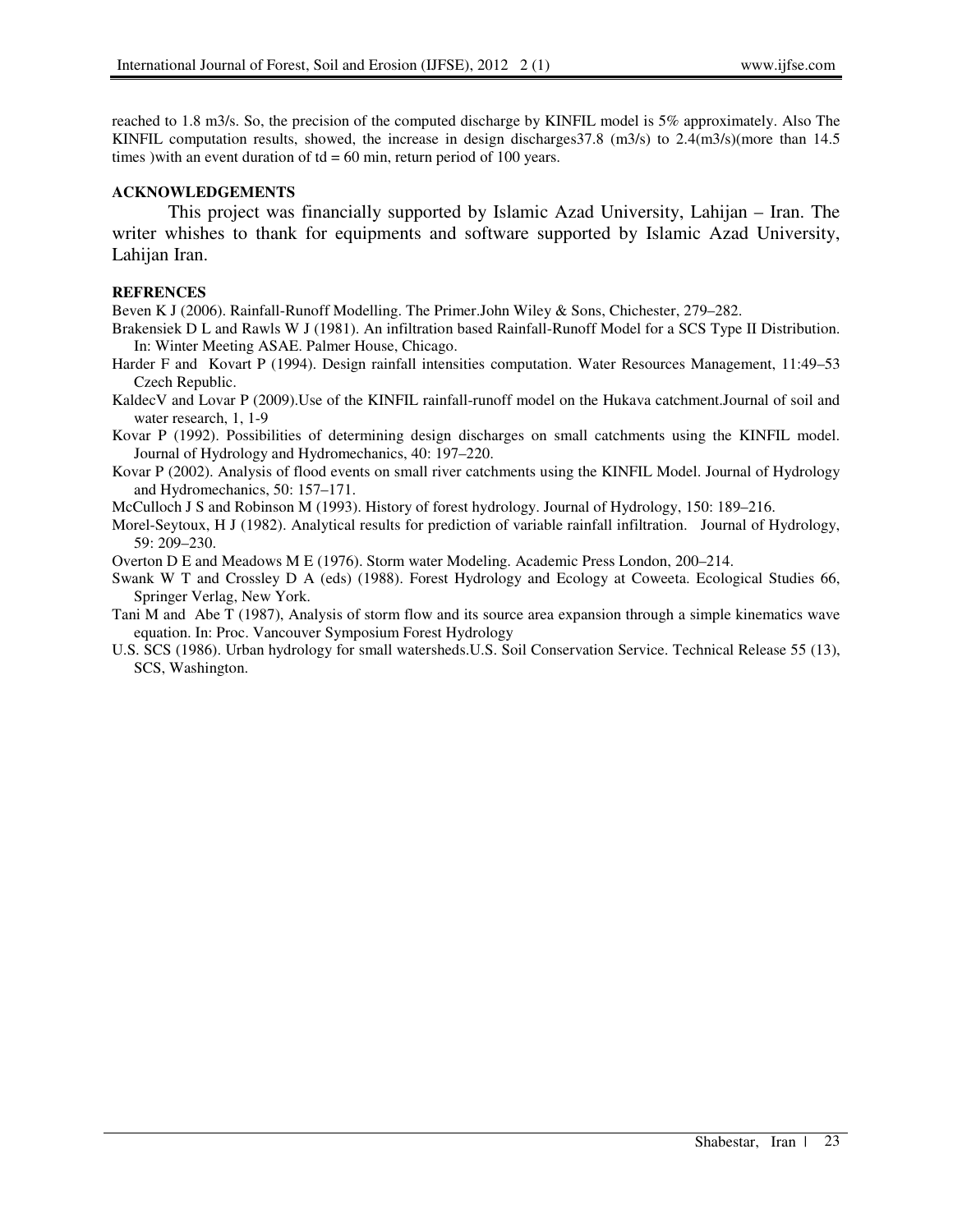reached to 1.8 m3/s. So, the precision of the computed discharge by KINFIL model is 5% approximately. Also The KINFIL computation results, showed, the increase in design discharges37.8 (m3/s) to 2.4(m3/s)(more than 14.5 times )with an event duration of td = 60 min, return period of 100 years.

## ACKNOWLEDGEMENTS

This project was financially supported by Islamic Azad University, Lahijan – Iran. The writer whishes to thank for equipments and software supported by Islamic Azad University, Lahijan Iran.

## REFRENCES

Beven K J (2006). Rainfall-Runoff Modelling. The Primer.John Wiley & Sons, Chichester, 279–282.

Brakensiek D L and Rawls W J (1981). An infiltration based Rainfall-Runoff Model for a SCS Type II Distribution. In: Winter Meeting ASAE. Palmer House, Chicago.

Harder F and Kovart P (1994). Design rainfall intensities computation. Water Resources Management, 11:49–53 Czech Republic.

KaldecV and Lovar P (2009).Use of the KINFIL rainfall-runoff model on the Hukava catchment.Journal of soil and water research, 1, 1-9

Kovar P (1992). Possibilities of determining design discharges on small catchments using the KINFIL model. Journal of Hydrology and Hydromechanics, 40: 197–220.

Kovar P (2002). Analysis of flood events on small river catchments using the KINFIL Model. Journal of Hydrology and Hydromechanics, 50: 157–171.

McCulloch J S and Robinson M (1993). History of forest hydrology. Journal of Hydrology, 150: 189–216.

Morel-Seytoux, H J (1982). Analytical results for prediction of variable rainfall infiltration. Journal of Hydrology, 59: 209–230.

Overton D E and Meadows M E (1976). Storm water Modeling. Academic Press London, 200–214.

Swank W T and Crossley D A (eds) (1988). Forest Hydrology and Ecology at Coweeta. Ecological Studies 66, Springer Verlag, New York.

Tani M and Abe T (1987), Analysis of storm flow and its source area expansion through a simple kinematics wave equation. In: Proc. Vancouver Symposium Forest Hydrology

U.S. SCS (1986). Urban hydrology for small watersheds.U.S. Soil Conservation Service. Technical Release 55 (13), SCS, Washington.